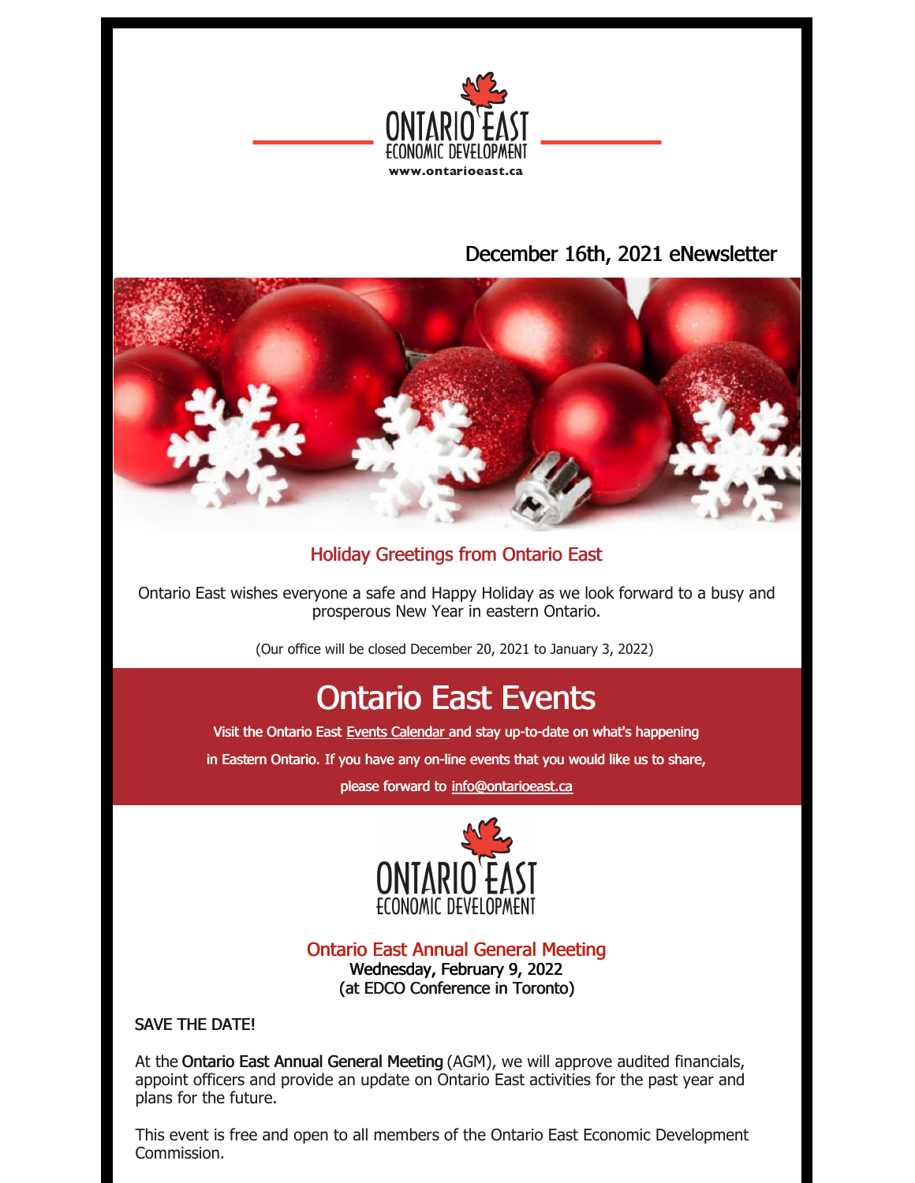ONTARIO EAST ECONOMIC DEVELOPMENT

www.ontarioeast.ca

## December 16th, 2021 eNewsletter

### Holiday Greetings from Ontario East

Ontario East wishes everyone a safe and Happy Holiday as we look forward to a busy and prosperous New Year in eastern Ontario.

(Our office will be closed December 20, 2021 to January 3, 2022)

# Ontario East Events

Visit the Ontario East Events Calendar and stay up-to-date on what's happening in Eastern Ontario. If you have any on-line events that you would like us to share, please forward to info@ontarioeast.ca

ONTARIO EAST ECONOMIC DEVELOPMENT

### Ontario East Annual General Meeting

Wednesday, February 9, 2022
(at EDCO Conference in Toronto)

SAVE THE DATE!

At the **Ontario East Annual General Meeting** (AGM), we will approve audited financials, appoint officers and provide an update on Ontario East activities for the past year and plans for the future.

This event is free and open to all members of the Ontario East Economic Development Commission.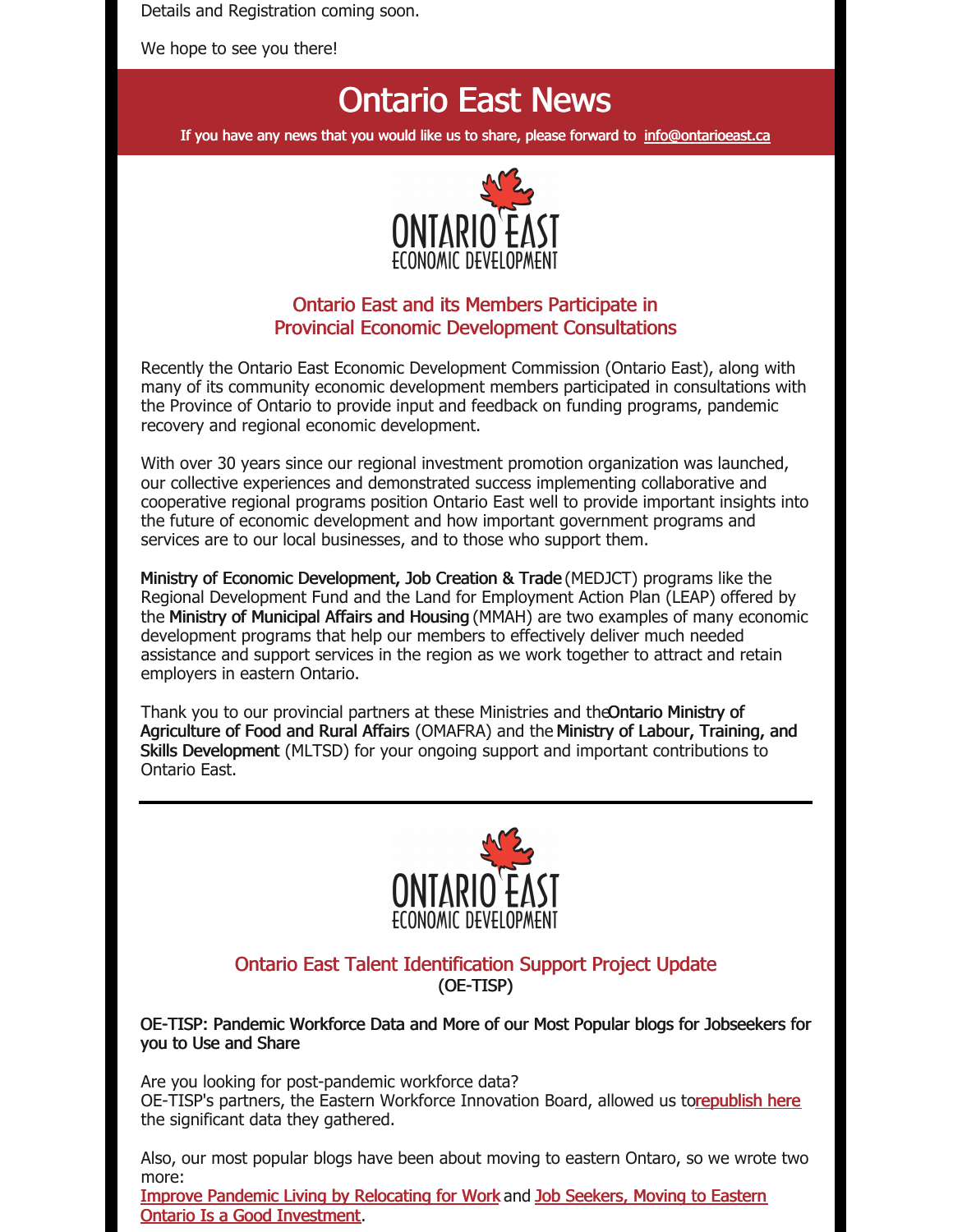Details and Registration coming soon.

We hope to see you there!

# Ontario East News

**If you have any news that you would like us to share, please forward to info@ontarioeast.ca**

## Ontario East and its Members Participate in Provincial Economic Development Consultations

Recently the Ontario East Economic Development Commission (Ontario East), along with many of its community economic development members participated in consultations with the Province of Ontario to provide input and feedback on funding programs, pandemic recovery and regional economic development.

With over 30 years since our regional investment promotion organization was launched, our collective experiences and demonstrated success implementing collaborative and cooperative regional programs position Ontario East well to provide important insights into the future of economic development and how important government programs and services are to our local businesses, and to those who support them.

**Ministry of Economic Development, Job Creation & Trade** (MEDJCT) programs like the Regional Development Fund and the Land for Employment Action Plan (LEAP) offered by the **Ministry of Municipal Affairs and Housing** (MMAH) are two examples of many economic development programs that help our members to effectively deliver much needed assistance and support services in the region as we work together to attract and retain employers in eastern Ontario.

Thank you to our provincial partners at these Ministries and the **Ontario Ministry of Agriculture of Food and Rural Affairs** (OMAFRA) and the **Ministry of Labour, Training, and Skills Development** (MLTSD) for your ongoing support and important contributions to Ontario East.

---

## Ontario East Talent Identification Support Project Update
(OE-TISP)

**OE-TISP: Pandemic Workforce Data and More of our Most Popular blogs for Jobseekers for you to Use and Share**

Are you looking for post-pandemic workforce data?
OE-TISP's partners, the Eastern Workforce Innovation Board, allowed us to republish here the significant data they gathered.

Also, our most popular blogs have been about moving to eastern Ontario, so we wrote two more:
Improve Pandemic Living by Relocating for Work and Job Seekers, Moving to Eastern Ontario Is a Good Investment.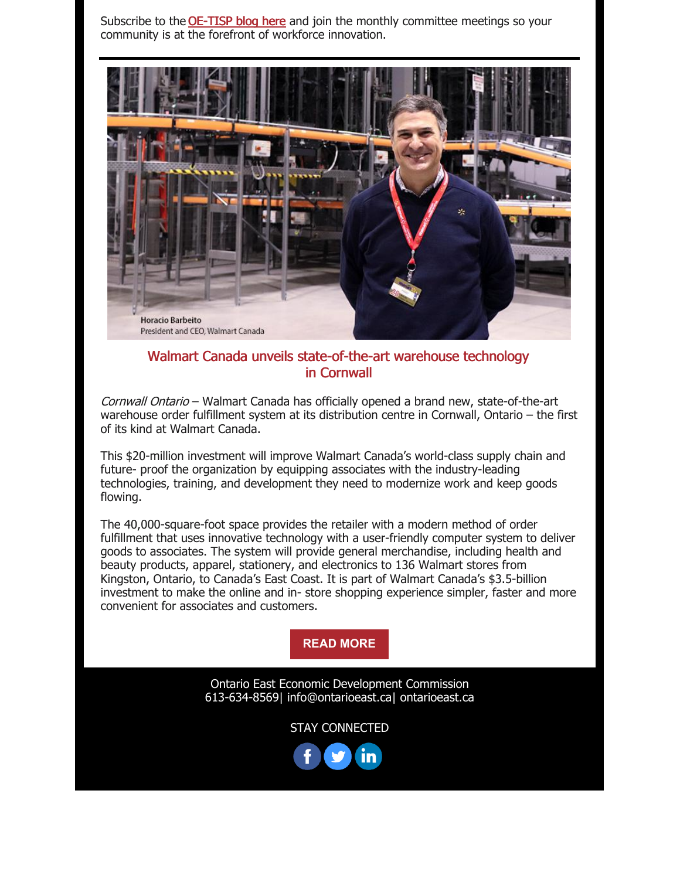Subscribe to the OE-TISP blog here and join the monthly committee meetings so your community is at the forefront of workforce innovation.

Horacio Barbeito
President and CEO, Walmart Canada

## Walmart Canada unveils state-of-the-art warehouse technology in Cornwall

*Cornwall Ontario* – Walmart Canada has officially opened a brand new, state-of-the-art warehouse order fulfillment system at its distribution centre in Cornwall, Ontario – the first of its kind at Walmart Canada.

This $20-million investment will improve Walmart Canada's world-class supply chain and future- proof the organization by equipping associates with the industry-leading technologies, training, and development they need to modernize work and keep goods flowing.

The 40,000-square-foot space provides the retailer with a modern method of order fulfillment that uses innovative technology with a user-friendly computer system to deliver goods to associates. The system will provide general merchandise, including health and beauty products, apparel, stationery, and electronics to 136 Walmart stores from Kingston, Ontario, to Canada's East Coast. It is part of Walmart Canada's $3.5-billion investment to make the online and in- store shopping experience simpler, faster and more convenient for associates and customers.

**READ MORE**

Ontario East Economic Development Commission
613-634-8569| info@ontarioeast.ca| ontarioeast.ca

STAY CONNECTED